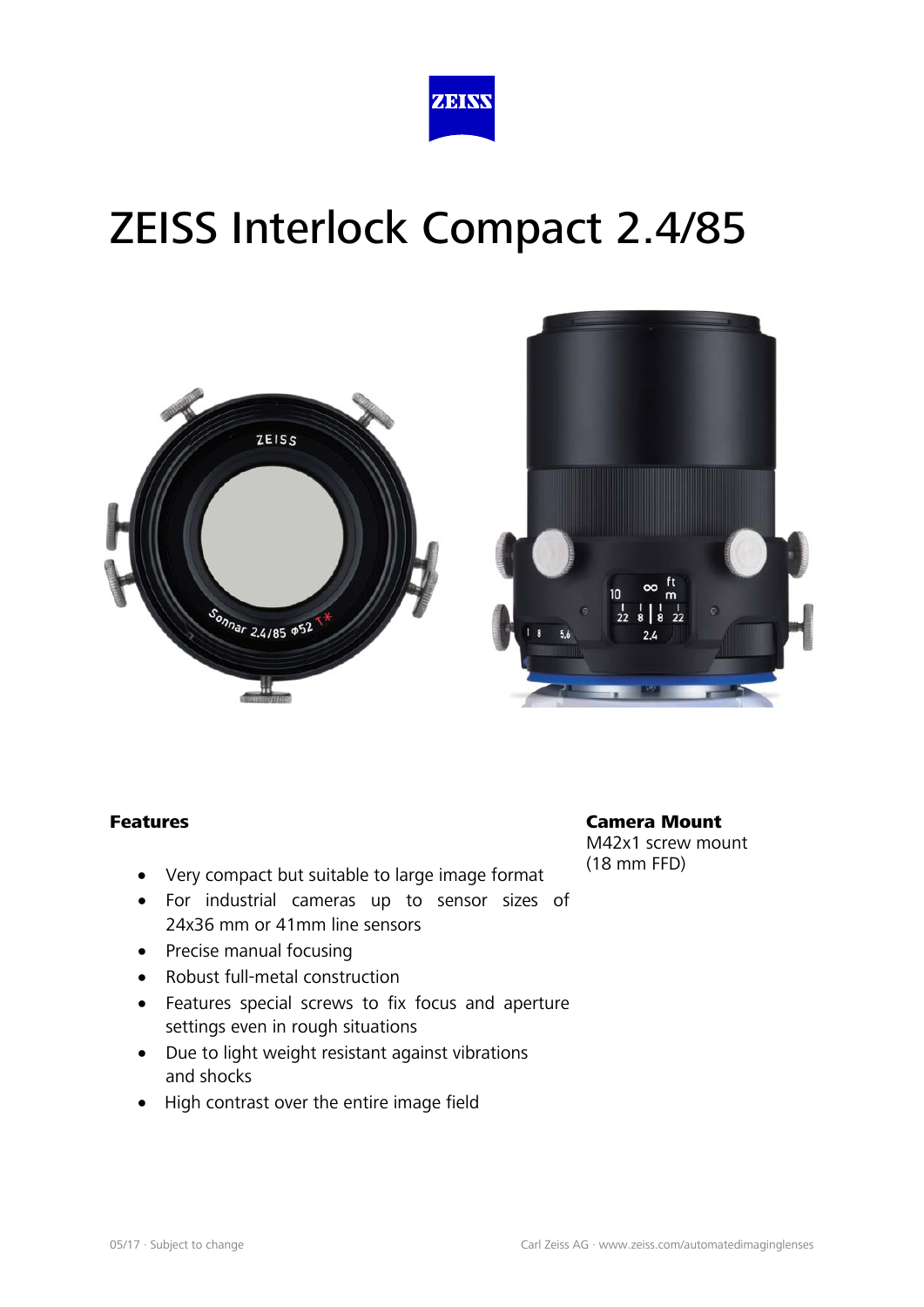# ZEISS Interlock Compact 2.4/85

## Features

- Very compact but suitable to large image format
- For industrial cameras up to sensor sizes of 24x36 mm or 41mm line sensors
- Precise manual focusing
- Robust full-metal construction
- Features special screws to fix focus and aperture settings even in rough situations
- Due to light weight resistant against vibrations and shocks
- High contrast over the entire image field

## Camera Mount

M42x1 screw mount
(18 mm FFD)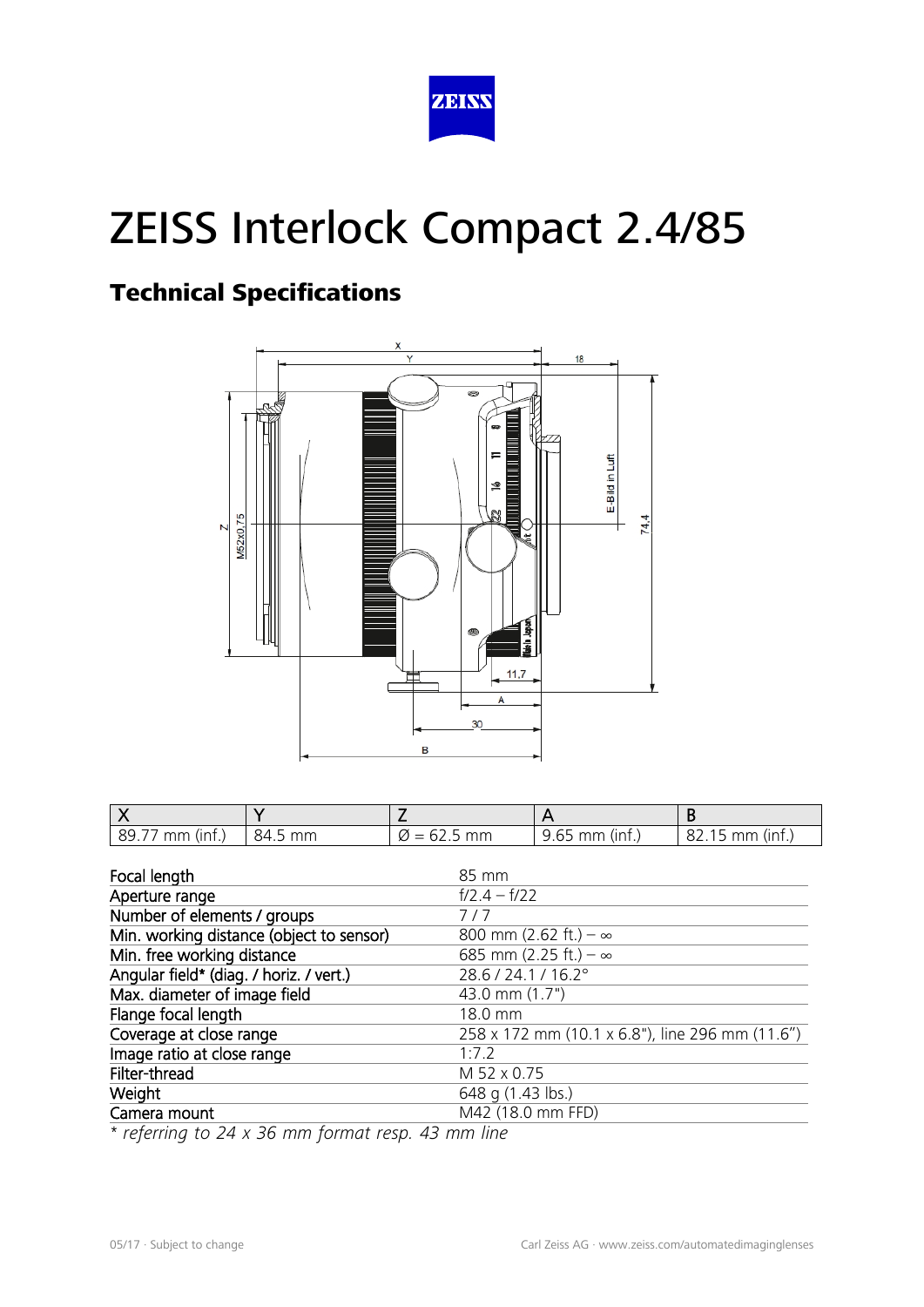# ZEISS Interlock Compact 2.4/85

## Technical Specifications

| X | Y | Z | A | B |
|---|---|---|---|---|
| 89.77 mm (inf.) | 84.5 mm | Ø = 62.5 mm | 9.65 mm (inf.) | 82.15 mm (inf.) |

| | |
|---|---|
| Focal length | 85 mm |
| Aperture range | f/2.4 – f/22 |
| Number of elements / groups | 7 / 7 |
| Min. working distance (object to sensor) | 800 mm (2.62 ft.) – ∞ |
| Min. free working distance | 685 mm (2.25 ft.) – ∞ |
| Angular field* (diag. / horiz. / vert.) | 28.6 / 24.1 / 16.2° |
| Max. diameter of image field | 43.0 mm (1.7") |
| Flange focal length | 18.0 mm |
| Coverage at close range | 258 x 172 mm (10.1 x 6.8"), line 296 mm (11.6") |
| Image ratio at close range | 1:7.2 |
| Filter-thread | M 52 x 0.75 |
| Weight | 648 g (1.43 lbs.) |
| Camera mount | M42 (18.0 mm FFD) |

*\* referring to 24 x 36 mm format resp. 43 mm line*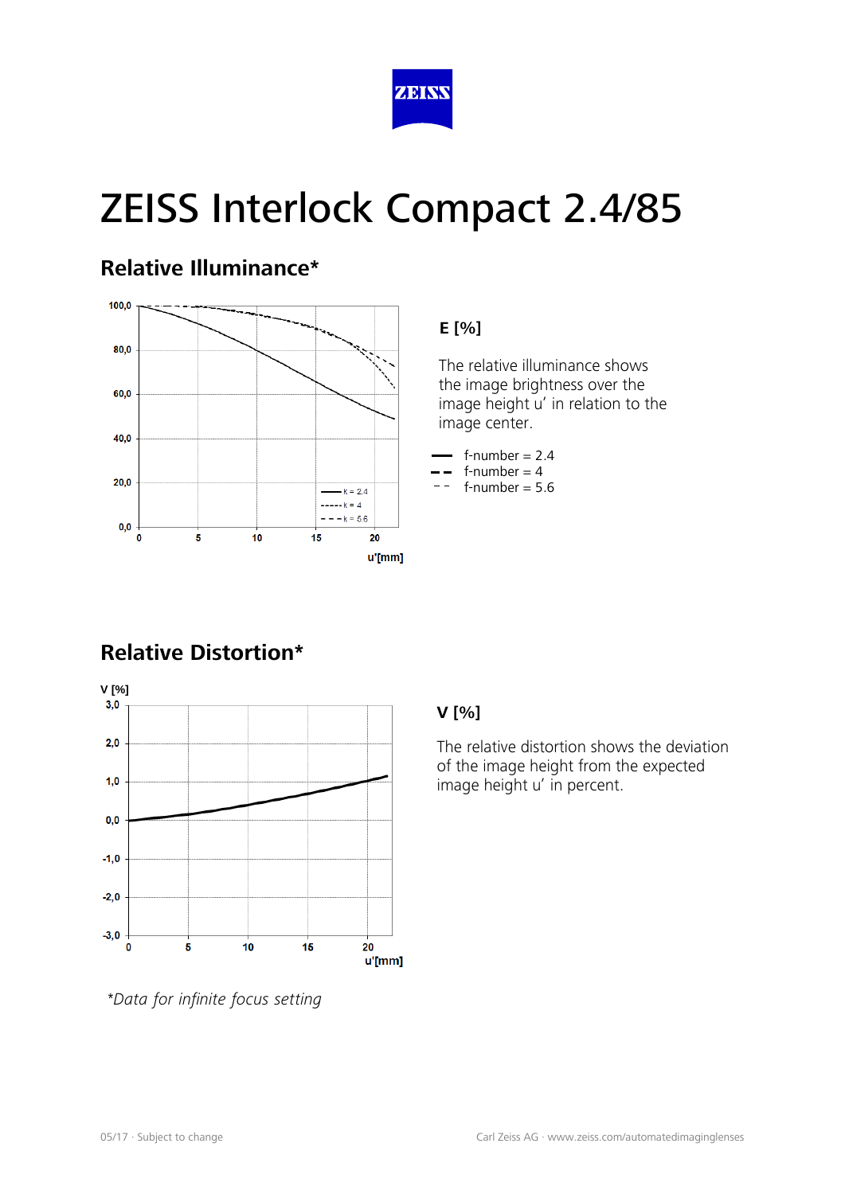ZEISS

# ZEISS Interlock Compact 2.4/85

## Relative Illuminance*

**E [%]**

The relative illuminance shows the image brightness over the image height u' in relation to the image center.

- f-number = 2.4
- f-number = 4
- f-number = 5.6

## Relative Distortion*

**V [%]**

The relative distortion shows the deviation of the image height from the expected image height u' in percent.

*\*Data for infinite focus setting*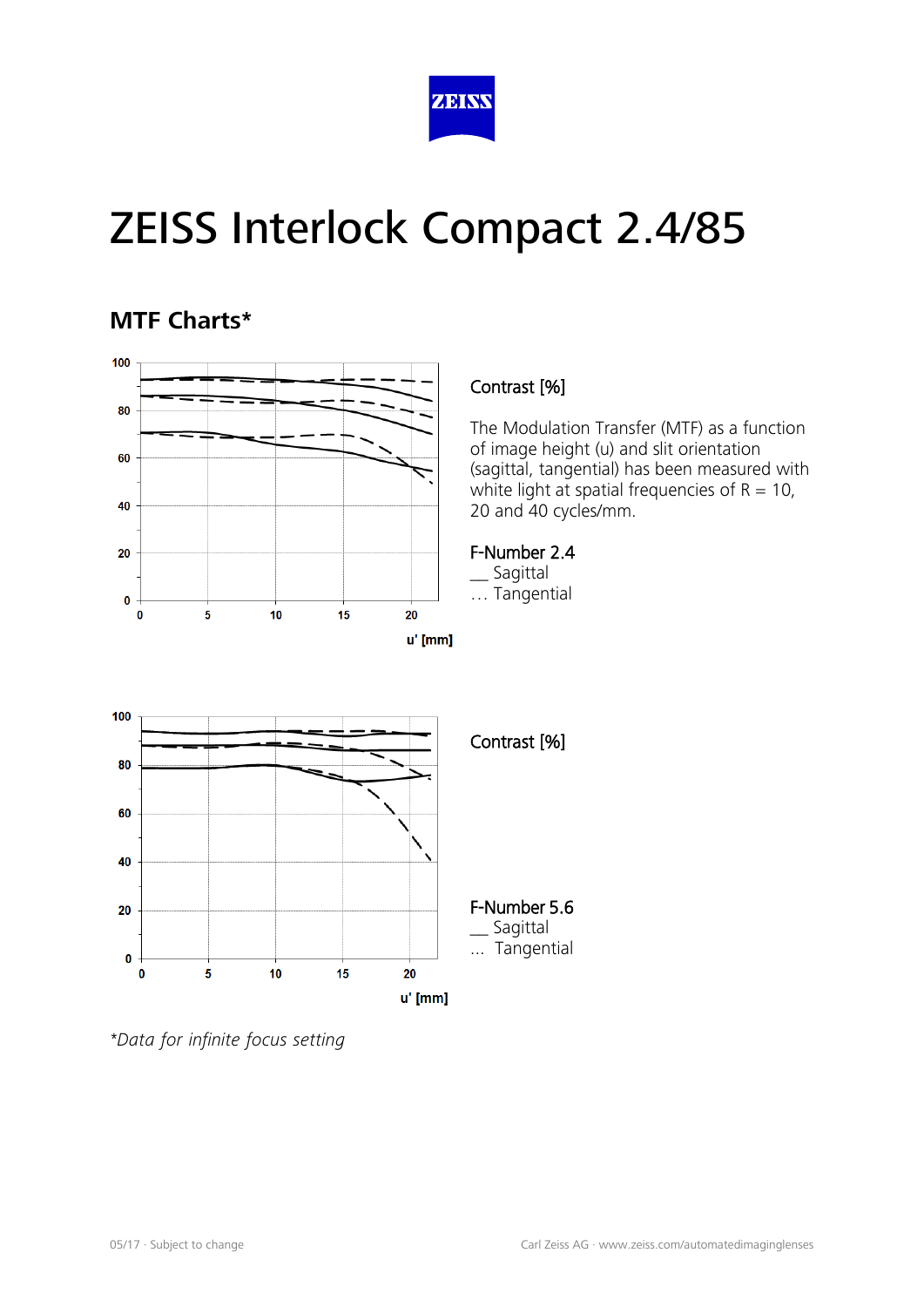# ZEISS Interlock Compact 2.4/85

## MTF Charts*

Contrast [%]

The Modulation Transfer (MTF) as a function of image height (u) and slit orientation (sagittal, tangential) has been measured with white light at spatial frequencies of R = 10, 20 and 40 cycles/mm.

F-Number 2.4
__ Sagittal
… Tangential

Contrast [%]

F-Number 5.6
__ Sagittal
… Tangential

*Data for infinite focus setting*

05/17 · Subject to change

Carl Zeiss AG · www.zeiss.com/automatedimaginglenses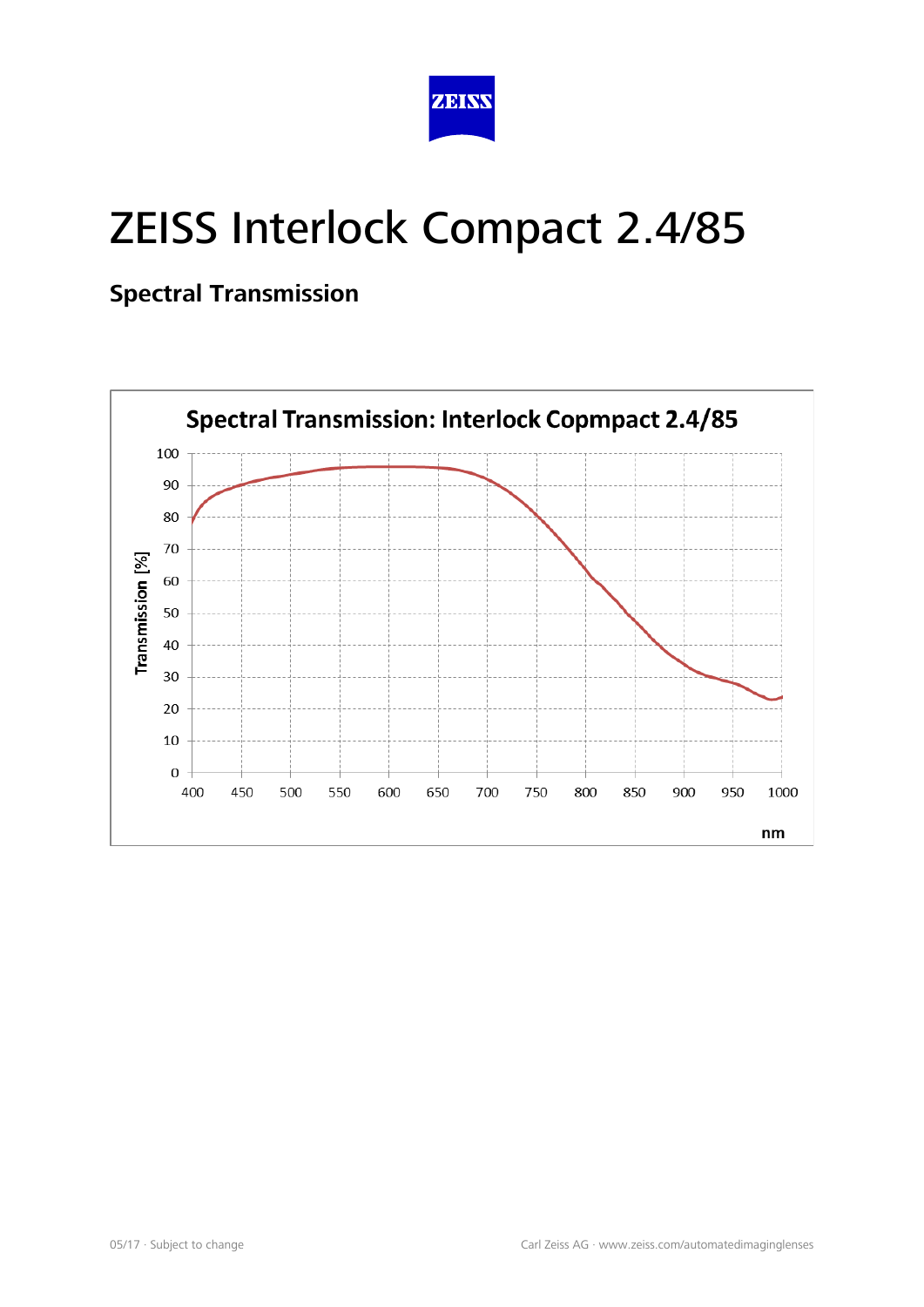# ZEISS Interlock Compact 2.4/85

## Spectral Transmission

**Spectral Transmission: Interlock Copmpact 2.4/85**

Transmission [%]

100
90
80
70
60
50
40
30
20
10
0

400 450 500 550 600 650 700 750 800 850 900 950 1000

nm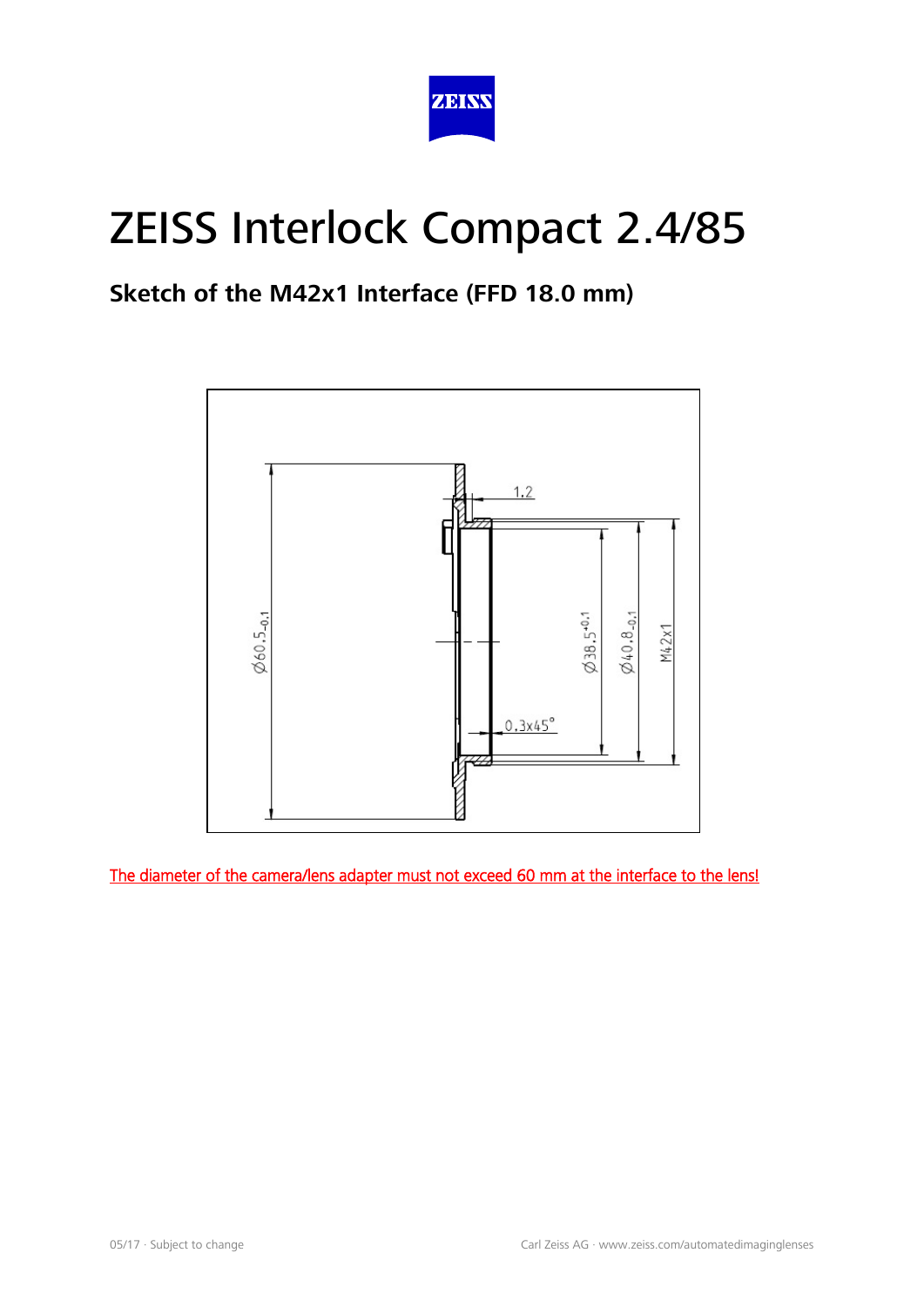ZEISS

# ZEISS Interlock Compact 2.4/85

## Sketch of the M42x1 Interface (FFD 18.0 mm)

1,2

$\varnothing 60,5_{-0,1}$

$\varnothing 38,5^{+0,1}$

$\varnothing 40,8_{-0,1}$

M42x1

0,3x45°

The diameter of the camera/lens adapter must not exceed 60 mm at the interface to the lens!

05/17 · Subject to change

Carl Zeiss AG · www.zeiss.com/automatedimaginglenses